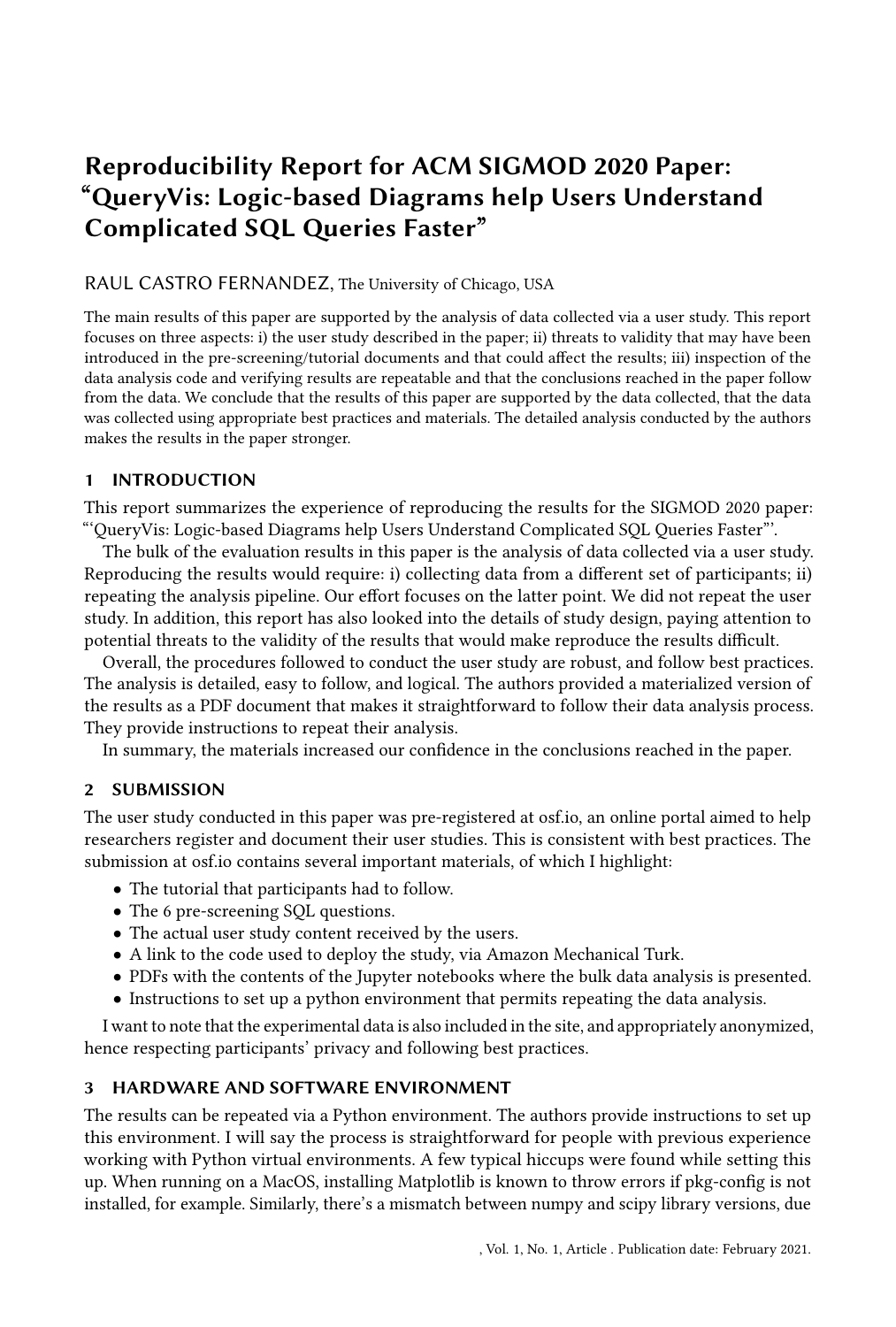# Reproducibility Report for ACM SIGMOD 2020 Paper: "QueryVis: Logic-based Diagrams help Users Understand Complicated SQL Queries Faster"

RAUL CASTRO FERNANDEZ, The University of Chicago, USA

The main results of this paper are supported by the analysis of data collected via a user study. This report focuses on three aspects: i) the user study described in the paper; ii) threats to validity that may have been introduced in the pre-screening/tutorial documents and that could affect the results; iii) inspection of the data analysis code and verifying results are repeatable and that the conclusions reached in the paper follow from the data. We conclude that the results of this paper are supported by the data collected, that the data was collected using appropriate best practices and materials. The detailed analysis conducted by the authors makes the results in the paper stronger.

## 1 INTRODUCTION

This report summarizes the experience of reproducing the results for the SIGMOD 2020 paper: "'QueryVis: Logic-based Diagrams help Users Understand Complicated SQL Queries Faster"'.

The bulk of the evaluation results in this paper is the analysis of data collected via a user study. Reproducing the results would require: i) collecting data from a different set of participants; ii) repeating the analysis pipeline. Our effort focuses on the latter point. We did not repeat the user study. In addition, this report has also looked into the details of study design, paying attention to potential threats to the validity of the results that would make reproduce the results difficult.

Overall, the procedures followed to conduct the user study are robust, and follow best practices. The analysis is detailed, easy to follow, and logical. The authors provided a materialized version of the results as a PDF document that makes it straightforward to follow their data analysis process. They provide instructions to repeat their analysis.

In summary, the materials increased our confidence in the conclusions reached in the paper.

## 2 SUBMISSION

The user study conducted in this paper was pre-registered at osf.io, an online portal aimed to help researchers register and document their user studies. This is consistent with best practices. The submission at osf.io contains several important materials, of which I highlight:

- The tutorial that participants had to follow.
- The 6 pre-screening SQL questions.
- The actual user study content received by the users.
- A link to the code used to deploy the study, via Amazon Mechanical Turk.
- PDFs with the contents of the Jupyter notebooks where the bulk data analysis is presented.
- Instructions to set up a python environment that permits repeating the data analysis.

I want to note that the experimental data is also included in the site, and appropriately anonymized, hence respecting participants' privacy and following best practices.

## 3 HARDWARE AND SOFTWARE ENVIRONMENT

The results can be repeated via a Python environment. The authors provide instructions to set up this environment. I will say the process is straightforward for people with previous experience working with Python virtual environments. A few typical hiccups were found while setting this up. When running on a MacOS, installing Matplotlib is known to throw errors if pkg-config is not installed, for example. Similarly, there's a mismatch between numpy and scipy library versions, due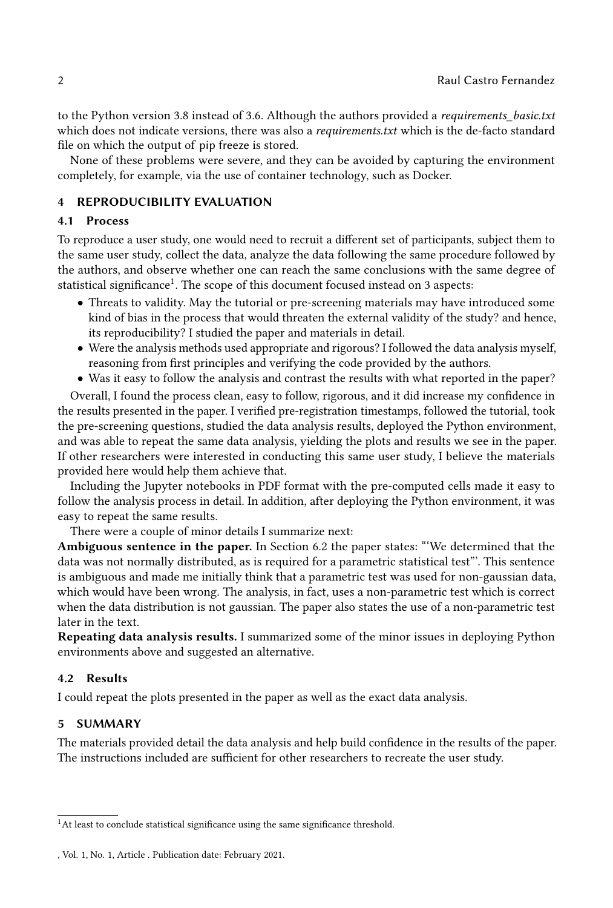to the Python version 3.8 instead of 3.6. Although the authors provided a *requirements_basic.txt* which does not indicate versions, there was also a *requirements.txt* which is the de-facto standard file on which the output of pip freeze is stored.

None of these problems were severe, and they can be avoided by capturing the environment completely, for example, via the use of container technology, such as Docker.

## 4 REPRODUCIBILITY EVALUATION

### 4.1 Process

To reproduce a user study, one would need to recruit a different set of participants, subject them to the same user study, collect the data, analyze the data following the same procedure followed by the authors, and observe whether one can reach the same conclusions with the same degree of statistical significance[1]. The scope of this document focused instead on 3 aspects:

- Threats to validity. May the tutorial or pre-screening materials may have introduced some kind of bias in the process that would threaten the external validity of the study? and hence, its reproducibility? I studied the paper and materials in detail.
- Were the analysis methods used appropriate and rigorous? I followed the data analysis myself, reasoning from first principles and verifying the code provided by the authors.
- Was it easy to follow the analysis and contrast the results with what reported in the paper?

Overall, I found the process clean, easy to follow, rigorous, and it did increase my confidence in the results presented in the paper. I verified pre-registration timestamps, followed the tutorial, took the pre-screening questions, studied the data analysis results, deployed the Python environment, and was able to repeat the same data analysis, yielding the plots and results we see in the paper. If other researchers were interested in conducting this same user study, I believe the materials provided here would help them achieve that.

Including the Jupyter notebooks in PDF format with the pre-computed cells made it easy to follow the analysis process in detail. In addition, after deploying the Python environment, it was easy to repeat the same results.

There were a couple of minor details I summarize next:

**Ambiguous sentence in the paper.** In Section 6.2 the paper states: "'We determined that the data was not normally distributed, as is required for a parametric statistical test"'. This sentence is ambiguous and made me initially think that a parametric test was used for non-gaussian data, which would have been wrong. The analysis, in fact, uses a non-parametric test which is correct when the data distribution is not gaussian. The paper also states the use of a non-parametric test later in the text.

**Repeating data analysis results.** I summarized some of the minor issues in deploying Python environments above and suggested an alternative.

### 4.2 Results

I could repeat the plots presented in the paper as well as the exact data analysis.

## 5 SUMMARY

The materials provided detail the data analysis and help build confidence in the results of the paper. The instructions included are sufficient for other researchers to recreate the user study.

[1] At least to conclude statistical significance using the same significance threshold.